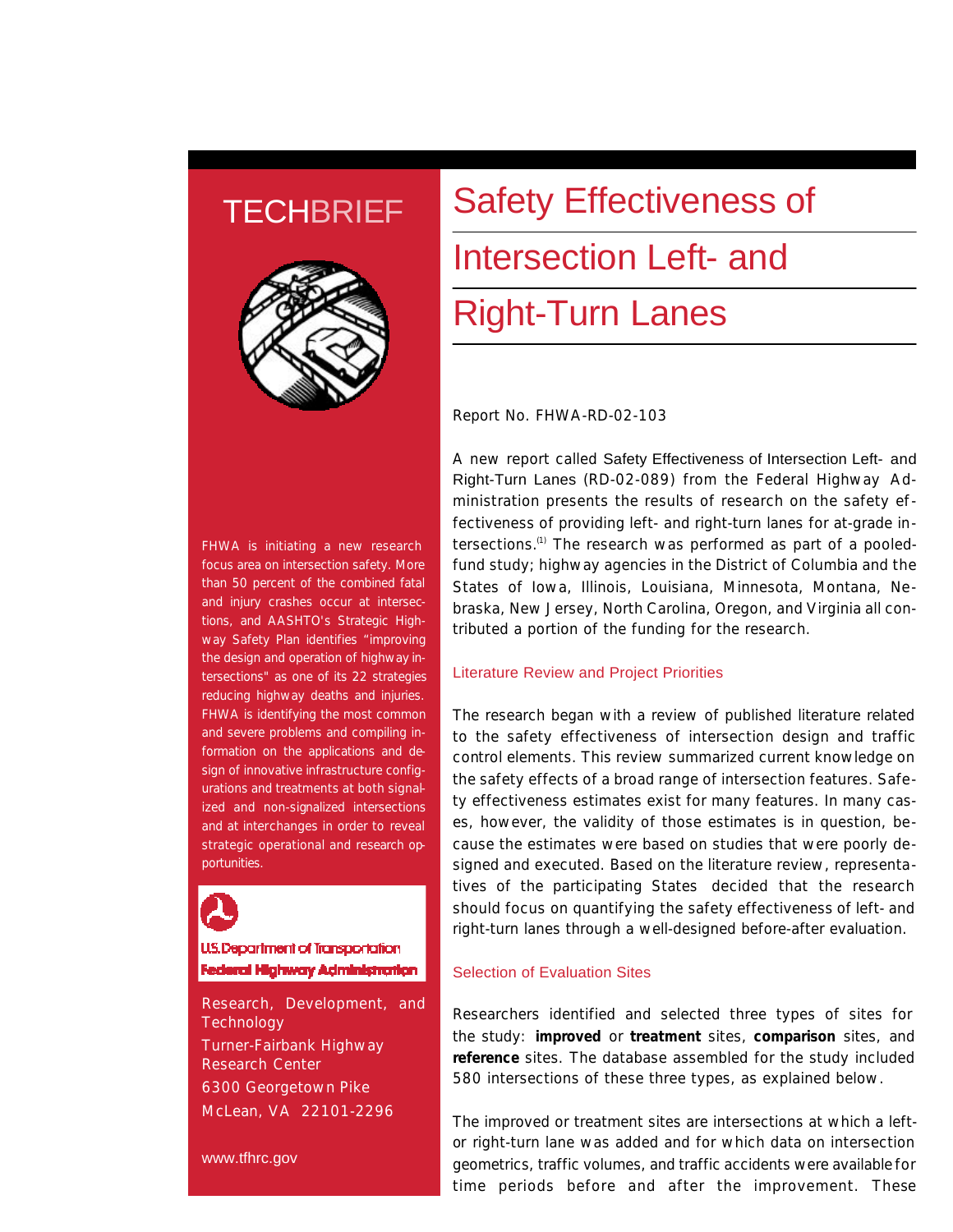# TECHBRIEF

# Safety Effectiveness of Intersection Left- and Right-Turn Lanes

FHWA is initiating a new research focus area on intersection safety. More than 50 percent of the combined fatal and injury crashes occur at intersections, and AASHTO's Strategic Highway Safety Plan identifies "improving the design and operation of highway intersections" as one of its 22 strategies reducing highway deaths and injuries. FHWA is identifying the most common and severe problems and compiling information on the applications and design of innovative infrastructure configurations and treatments at both signalized and non-signalized intersections and at interchanges in order to reveal strategic operational and research opportunities.

U.S. Department of Transportation
Federal Highway Administration

Research, Development, and Technology
Turner-Fairbank Highway Research Center
6300 Georgetown Pike
McLean, VA 22101-2296

www.tfhrc.gov

Report No. FHWA-RD-02-103

A new report called Safety Effectiveness of Intersection Left- and Right-Turn Lanes (RD-02-089) from the Federal Highway Administration presents the results of research on the safety effectiveness of providing left- and right-turn lanes for at-grade intersections.[1] The research was performed as part of a pooled-fund study; highway agencies in the District of Columbia and the States of Iowa, Illinois, Louisiana, Minnesota, Montana, Nebraska, New Jersey, North Carolina, Oregon, and Virginia all contributed a portion of the funding for the research.

## Literature Review and Project Priorities

The research began with a review of published literature related to the safety effectiveness of intersection design and traffic control elements. This review summarized current knowledge on the safety effects of a broad range of intersection features. Safety effectiveness estimates exist for many features. In many cases, however, the validity of those estimates is in question, because the estimates were based on studies that were poorly designed and executed. Based on the literature review, representatives of the participating States decided that the research should focus on quantifying the safety effectiveness of left- and right-turn lanes through a well-designed before-after evaluation.

## Selection of Evaluation Sites

Researchers identified and selected three types of sites for the study: **improved** or **treatment** sites, **comparison** sites, and **reference** sites. The database assembled for the study included 580 intersections of these three types, as explained below.

The improved or treatment sites are intersections at which a left- or right-turn lane was added and for which data on intersection geometrics, traffic volumes, and traffic accidents were available for time periods before and after the improvement. These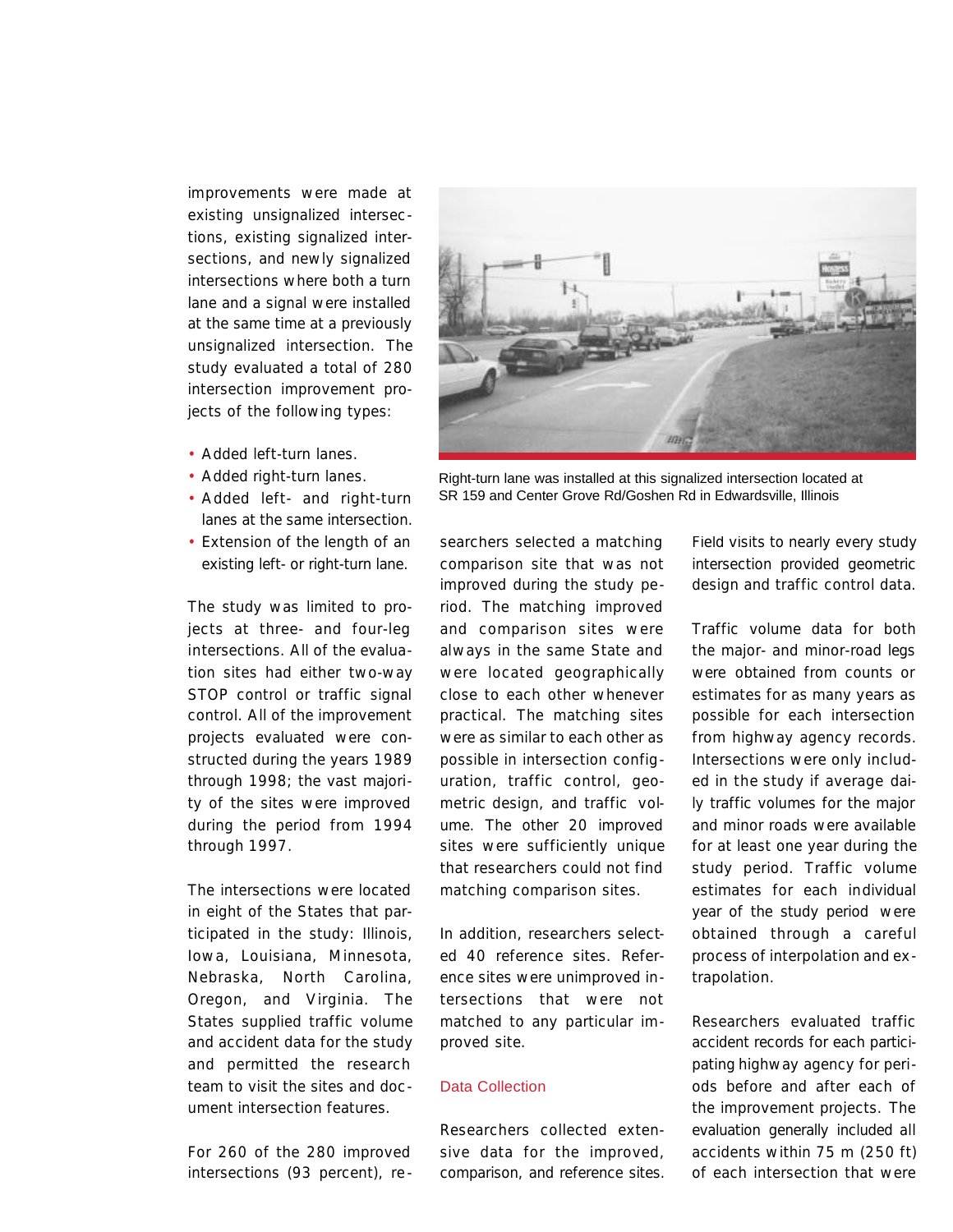improvements were made at existing unsignalized intersections, existing signalized intersections, and newly signalized intersections where both a turn lane and a signal were installed at the same time at a previously unsignalized intersection. The study evaluated a total of 280 intersection improvement projects of the following types:

- Added left-turn lanes.
- Added right-turn lanes.
- Added left- and right-turn lanes at the same intersection.
- Extension of the length of an existing left- or right-turn lane.

The study was limited to projects at three- and four-leg intersections. All of the evaluation sites had either two-way STOP control or traffic signal control. All of the improvement projects evaluated were constructed during the years 1989 through 1998; the vast majority of the sites were improved during the period from 1994 through 1997.

The intersections were located in eight of the States that participated in the study: Illinois, Iowa, Louisiana, Minnesota, Nebraska, North Carolina, Oregon, and Virginia. The States supplied traffic volume and accident data for the study and permitted the research team to visit the sites and document intersection features.

For 260 of the 280 improved intersections (93 percent), researchers selected a matching comparison site that was not improved during the study period. The matching improved and comparison sites were always in the same State and were located geographically close to each other whenever practical. The matching sites were as similar to each other as possible in intersection configuration, traffic control, geometric design, and traffic volume. The other 20 improved sites were sufficiently unique that researchers could not find matching comparison sites.

In addition, researchers selected 40 reference sites. Reference sites were unimproved intersections that were not matched to any particular improved site.

Right-turn lane was installed at this signalized intersection located at SR 159 and Center Grove Rd/Goshen Rd in Edwardsville, Illinois

## Data Collection

Researchers collected extensive data for the improved, comparison, and reference sites. Field visits to nearly every study intersection provided geometric design and traffic control data.

Traffic volume data for both the major- and minor-road legs were obtained from counts or estimates for as many years as possible for each intersection from highway agency records. Intersections were only included in the study if average daily traffic volumes for the major and minor roads were available for at least one year during the study period. Traffic volume estimates for each individual year of the study period were obtained through a careful process of interpolation and extrapolation.

Researchers evaluated traffic accident records for each participating highway agency for periods before and after each of the improvement projects. The evaluation generally included all accidents within 75 m (250 ft) of each intersection that were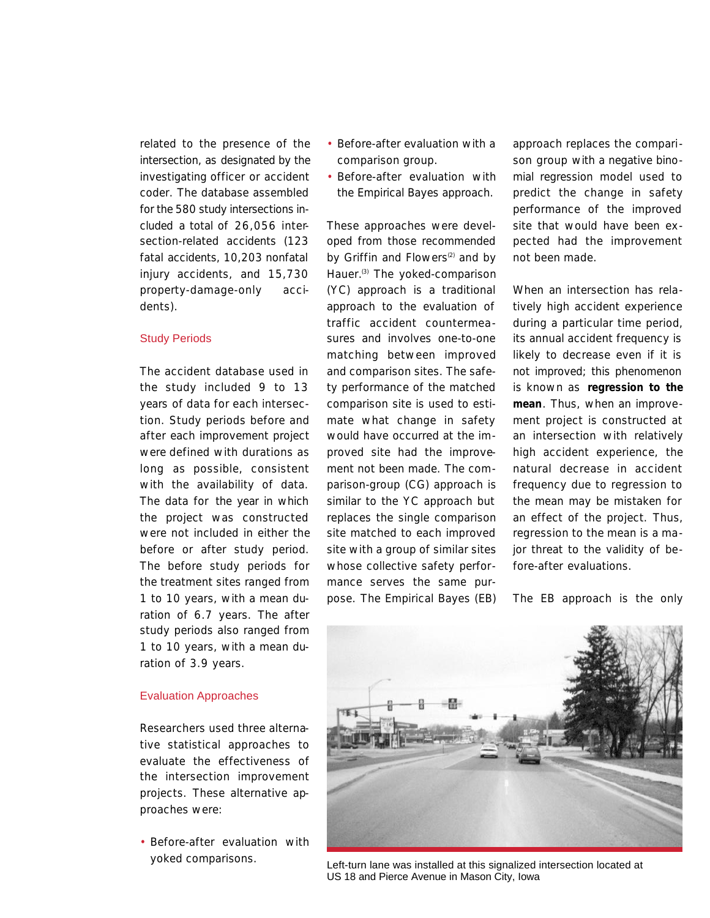related to the presence of the intersection, as designated by the investigating officer or accident coder. The database assembled for the 580 study intersections included a total of 26,056 intersection-related accidents (123 fatal accidents, 10,203 nonfatal injury accidents, and 15,730 property-damage-only accidents).

### Study Periods

The accident database used in the study included 9 to 13 years of data for each intersection. Study periods before and after each improvement project were defined with durations as long as possible, consistent with the availability of data. The data for the year in which the project was constructed were not included in either the before or after study period. The before study periods for the treatment sites ranged from 1 to 10 years, with a mean duration of 6.7 years. The after study periods also ranged from 1 to 10 years, with a mean duration of 3.9 years.

### Evaluation Approaches

Researchers used three alternative statistical approaches to evaluate the effectiveness of the intersection improvement projects. These alternative approaches were:

- Before-after evaluation with yoked comparisons.
- Before-after evaluation with a comparison group.
- Before-after evaluation with the Empirical Bayes approach.

These approaches were developed from those recommended by Griffin and Flowers[2] and by Hauer.[3] The yoked-comparison (YC) approach is a traditional approach to the evaluation of traffic accident countermeasures and involves one-to-one matching between improved and comparison sites. The safety performance of the matched comparison site is used to estimate what change in safety would have occurred at the improved site had the improvement not been made. The comparison-group (CG) approach is similar to the YC approach but replaces the single comparison site matched to each improved site with a group of similar sites whose collective safety performance serves the same purpose. The Empirical Bayes (EB) approach replaces the comparison group with a negative binomial regression model used to predict the change in safety performance of the improved site that would have been expected had the improvement not been made.

When an intersection has relatively high accident experience during a particular time period, its annual accident frequency is likely to decrease even if it is not improved; this phenomenon is known as **regression to the mean**. Thus, when an improvement project is constructed at an intersection with relatively high accident experience, the natural decrease in accident frequency due to regression to the mean may be mistaken for an effect of the project. Thus, regression to the mean is a major threat to the validity of before-after evaluations.

The EB approach is the only

Left-turn lane was installed at this signalized intersection located at US 18 and Pierce Avenue in Mason City, Iowa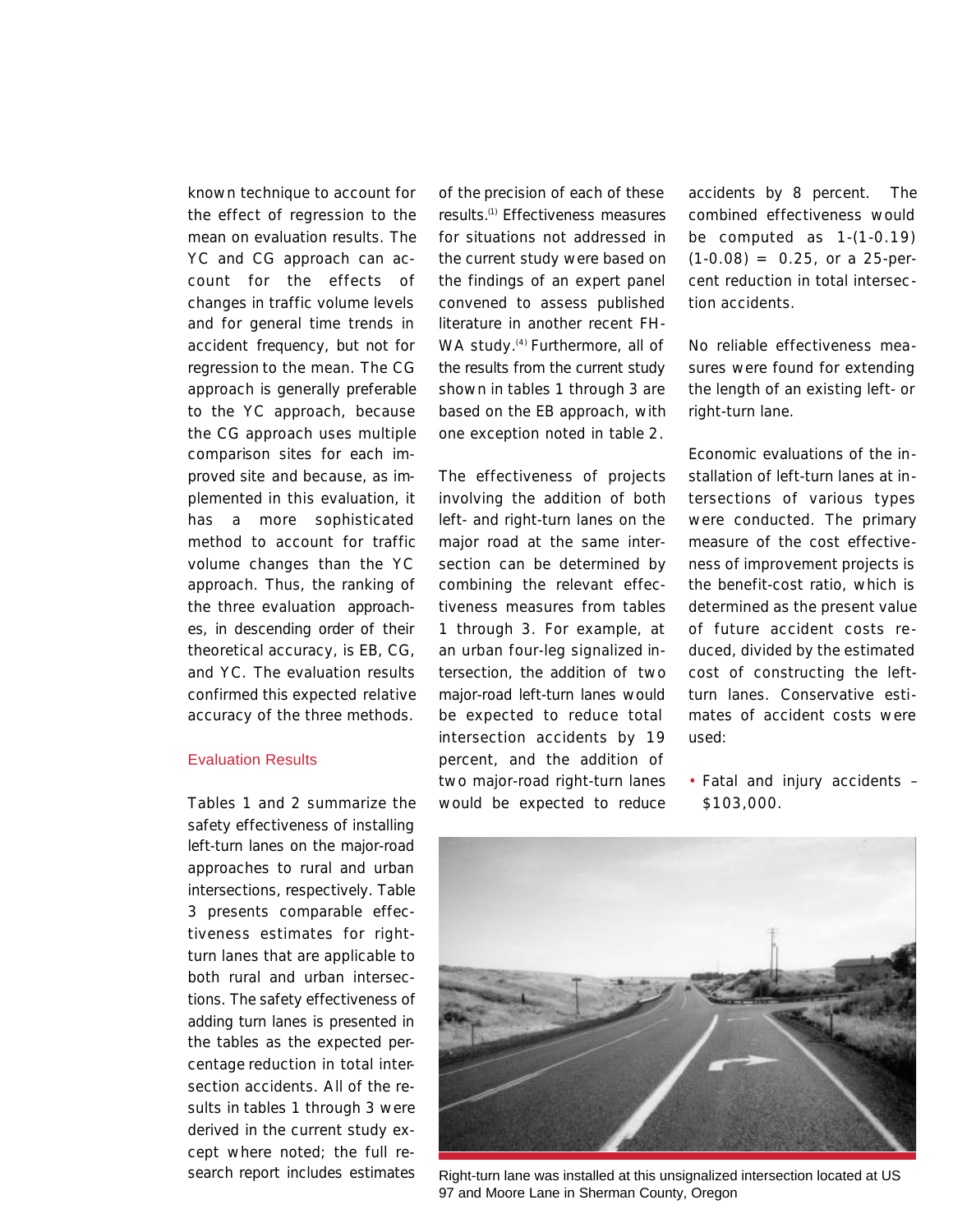known technique to account for the effect of regression to the mean on evaluation results. The YC and CG approach can account for the effects of changes in traffic volume levels and for general time trends in accident frequency, but not for regression to the mean. The CG approach is generally preferable to the YC approach, because the CG approach uses multiple comparison sites for each improved site and because, as implemented in this evaluation, it has a more sophisticated method to account for traffic volume changes than the YC approach. Thus, the ranking of the three evaluation approaches, in descending order of their theoretical accuracy, is EB, CG, and YC. The evaluation results confirmed this expected relative accuracy of the three methods.

## Evaluation Results

Tables 1 and 2 summarize the safety effectiveness of installing left-turn lanes on the major-road approaches to rural and urban intersections, respectively. Table 3 presents comparable effectiveness estimates for right-turn lanes that are applicable to both rural and urban intersections. The safety effectiveness of adding turn lanes is presented in the tables as the expected percentage reduction in total intersection accidents. All of the results in tables 1 through 3 were derived in the current study except where noted; the full research report includes estimates of the precision of each of these results.[1] Effectiveness measures for situations not addressed in the current study were based on the findings of an expert panel convened to assess published literature in another recent FHWA study.[4] Furthermore, all of the results from the current study shown in tables 1 through 3 are based on the EB approach, with one exception noted in table 2.

The effectiveness of projects involving the addition of both left- and right-turn lanes on the major road at the same intersection can be determined by combining the relevant effectiveness measures from tables 1 through 3. For example, at an urban four-leg signalized intersection, the addition of two major-road left-turn lanes would be expected to reduce total intersection accidents by 19 percent, and the addition of two major-road right-turn lanes would be expected to reduce accidents by 8 percent. The combined effectiveness would be computed as $1-(1-0.19)(1-0.08) = 0.25$, or a 25-percent reduction in total intersection accidents.

No reliable effectiveness measures were found for extending the length of an existing left- or right-turn lane.

Economic evaluations of the installation of left-turn lanes at intersections of various types were conducted. The primary measure of the cost effectiveness of improvement projects is the benefit-cost ratio, which is determined as the present value of future accident costs reduced, divided by the estimated cost of constructing the left-turn lanes. Conservative estimates of accident costs were used:

- Fatal and injury accidents – $103,000.

Right-turn lane was installed at this unsignalized intersection located at US 97 and Moore Lane in Sherman County, Oregon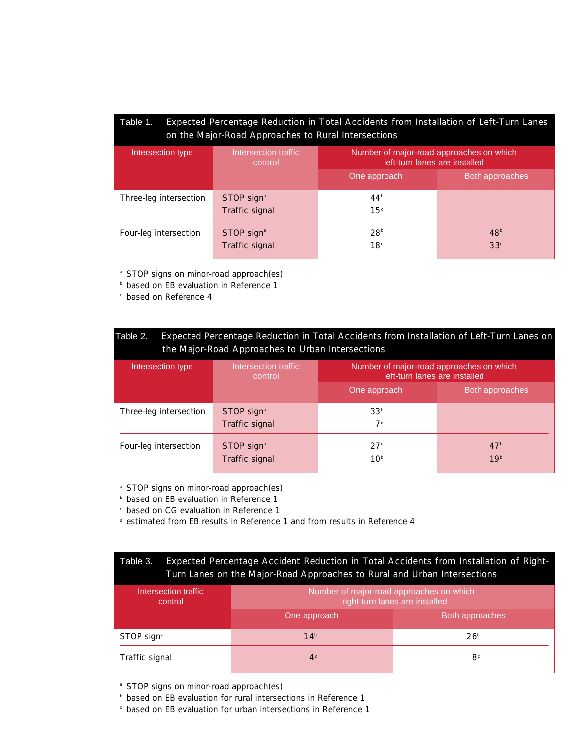Table 1. Expected Percentage Reduction in Total Accidents from Installation of Left-Turn Lanes on the Major-Road Approaches to Rural Intersections

| Intersection type | Intersection traffic control | Number of major-road approaches on which left-turn lanes are installed | |
|---|---|---|---|
| | | One approach | Both approaches |
| Three-leg intersection | STOP sign[a] | 44[b] | |
| | Traffic signal | 15[c] | |
| Four-leg intersection | STOP sign[a] | 28[b] | 48[b] |
| | Traffic signal | 18[c] | 33[c] |

[a] STOP signs on minor-road approach(es)
[b] based on EB evaluation in Reference 1
[c] based on Reference 4

Table 2. Expected Percentage Reduction in Total Accidents from Installation of Left-Turn Lanes on the Major-Road Approaches to Urban Intersections

| Intersection type | Intersection traffic control | Number of major-road approaches on which left-turn lanes are installed | |
|---|---|---|---|
| | | One approach | Both approaches |
| Three-leg intersection | STOP sign[a] | 33[b] | |
| | Traffic signal | 7[d] | |
| Four-leg intersection | STOP sign[a] | 27[c] | 47[b] |
| | Traffic signal | 10[b] | 19[b] |

[a] STOP signs on minor-road approach(es)
[b] based on EB evaluation in Reference 1
[c] based on CG evaluation in Reference 1
[d] estimated from EB results in Reference 1 and from results in Reference 4

Table 3. Expected Percentage Accident Reduction in Total Accidents from Installation of Right-Turn Lanes on the Major-Road Approaches to Rural and Urban Intersections

| Intersection traffic control | Number of major-road approaches on which right-turn lanes are installed | |
|---|---|---|
| | One approach | Both approaches |
| STOP sign[a] | 14[b] | 26[b] |
| Traffic signal | 4[c] | 8[c] |

[a] STOP signs on minor-road approach(es)
[b] based on EB evaluation for rural intersections in Reference 1
[c] based on EB evaluation for urban intersections in Reference 1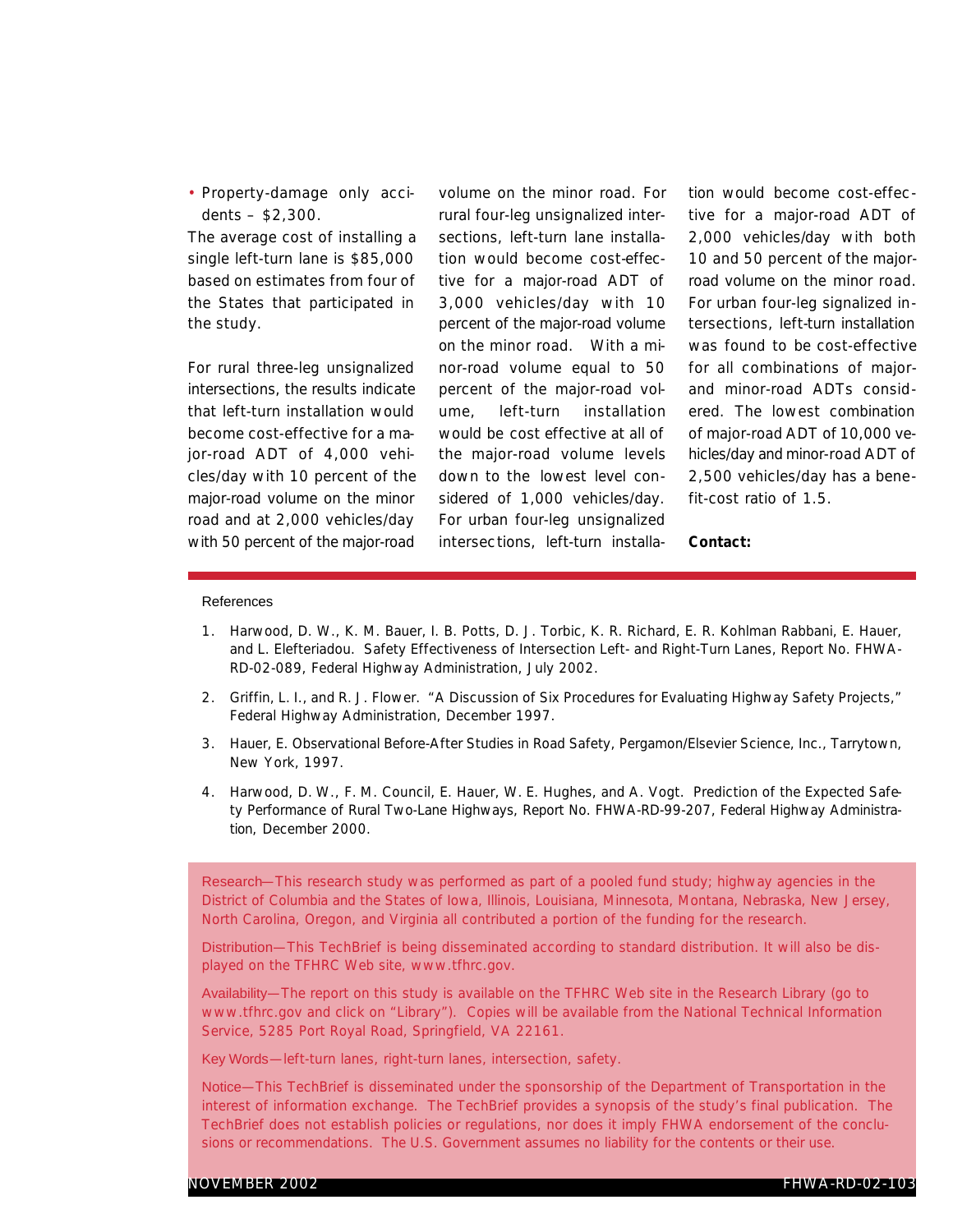- Property-damage only accidents – $2,300.

The average cost of installing a single left-turn lane is $85,000 based on estimates from four of the States that participated in the study.

For rural three-leg unsignalized intersections, the results indicate that left-turn installation would become cost-effective for a major-road ADT of 4,000 vehicles/day with 10 percent of the major-road volume on the minor road and at 2,000 vehicles/day with 50 percent of the major-road volume on the minor road. For rural four-leg unsignalized intersections, left-turn lane installation would become cost-effective for a major-road ADT of 3,000 vehicles/day with 10 percent of the major-road volume on the minor road. With a minor-road volume equal to 50 percent of the major-road volume, left-turn installation would be cost effective at all of the major-road volume levels down to the lowest level considered of 1,000 vehicles/day. For urban four-leg unsignalized intersections, left-turn installation would become cost-effective for a major-road ADT of 2,000 vehicles/day with both 10 and 50 percent of the major-road volume on the minor road. For urban four-leg signalized intersections, left-turn installation was found to be cost-effective for all combinations of major- and minor-road ADTs considered. The lowest combination of major-road ADT of 10,000 vehicles/day and minor-road ADT of 2,500 vehicles/day has a benefit-cost ratio of 1.5.

**Contact:**

References

1. Harwood, D. W., K. M. Bauer, I. B. Potts, D. J. Torbic, K. R. Richard, E. R. Kohlman Rabbani, E. Hauer, and L. Elefteriadou. Safety Effectiveness of Intersection Left- and Right-Turn Lanes, Report No. FHWA-RD-02-089, Federal Highway Administration, July 2002.
2. Griffin, L. I., and R. J. Flower. "A Discussion of Six Procedures for Evaluating Highway Safety Projects," Federal Highway Administration, December 1997.
3. Hauer, E. Observational Before-After Studies in Road Safety, Pergamon/Elsevier Science, Inc., Tarrytown, New York, 1997.
4. Harwood, D. W., F. M. Council, E. Hauer, W. E. Hughes, and A. Vogt. Prediction of the Expected Safety Performance of Rural Two-Lane Highways, Report No. FHWA-RD-99-207, Federal Highway Administration, December 2000.

Research—This research study was performed as part of a pooled fund study; highway agencies in the District of Columbia and the States of Iowa, Illinois, Louisiana, Minnesota, Montana, Nebraska, New Jersey, North Carolina, Oregon, and Virginia all contributed a portion of the funding for the research.

Distribution—This TechBrief is being disseminated according to standard distribution. It will also be displayed on the TFHRC Web site, www.tfhrc.gov.

Availability—The report on this study is available on the TFHRC Web site in the Research Library (go to www.tfhrc.gov and click on "Library"). Copies will be available from the National Technical Information Service, 5285 Port Royal Road, Springfield, VA 22161.

Key Words—left-turn lanes, right-turn lanes, intersection, safety.

Notice—This TechBrief is disseminated under the sponsorship of the Department of Transportation in the interest of information exchange. The TechBrief provides a synopsis of the study's final publication. The TechBrief does not establish policies or regulations, nor does it imply FHWA endorsement of the conclusions or recommendations. The U.S. Government assumes no liability for the contents or their use.

NOVEMBER 2002 FHWA-RD-02-103